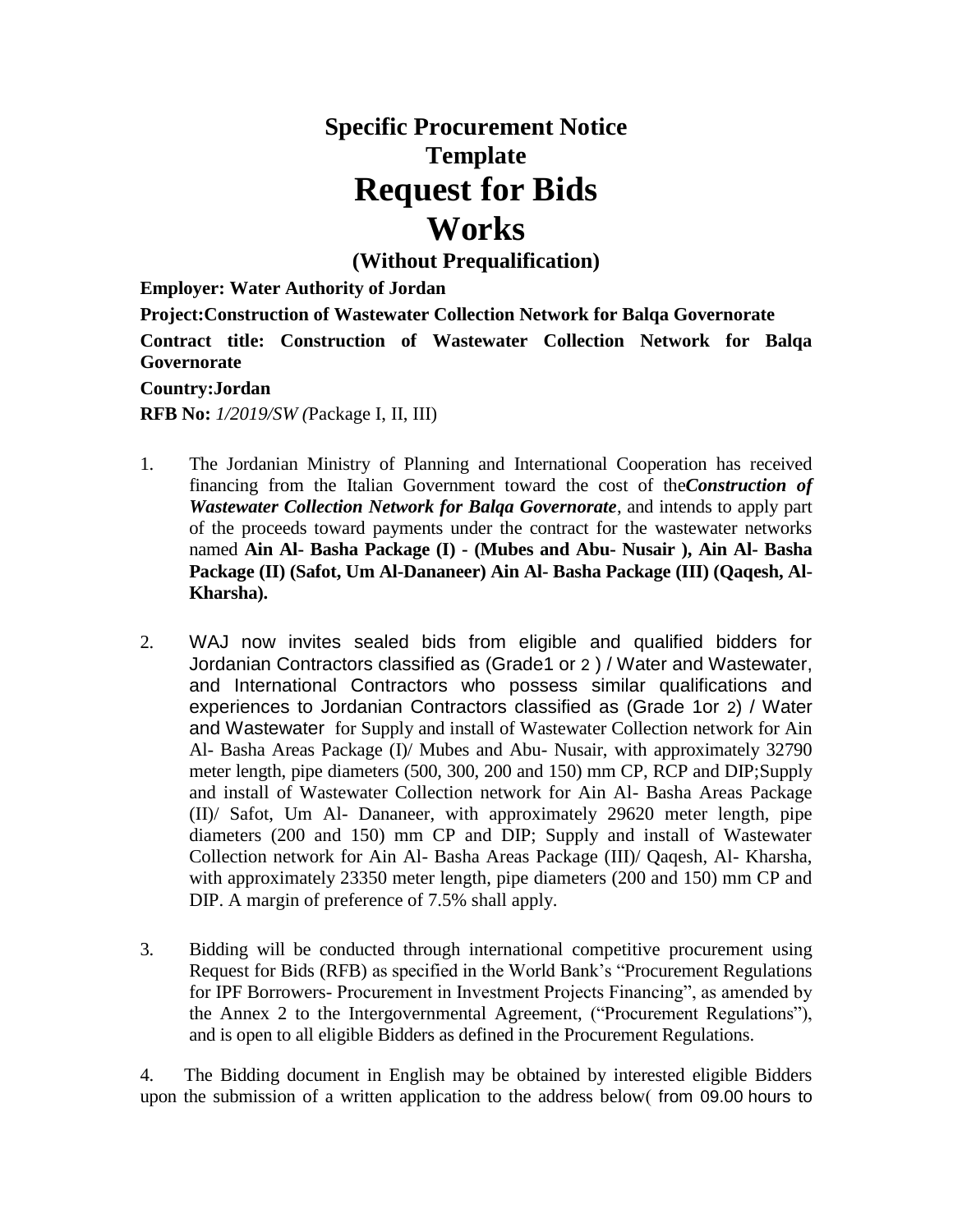# Specific Procurement Notice
# Template
# Request for Bids
# Works

### (Without Prequalification)

**Employer: Water Authority of Jordan**

**Project:Construction of Wastewater Collection Network for Balqa Governorate**

**Contract title: Construction of Wastewater Collection Network for Balqa Governorate**

**Country:Jordan**

**RFB No:** *1/2019/SW (*Package I, II, III)

1. The Jordanian Ministry of Planning and International Cooperation has received financing from the Italian Government toward the cost of the***Construction of Wastewater Collection Network for Balqa Governorate***, and intends to apply part of the proceeds toward payments under the contract for the wastewater networks named **Ain Al- Basha Package (I) - (Mubes and Abu- Nusair ), Ain Al- Basha Package (II) (Safot, Um Al-Dananeer) Ain Al- Basha Package (III) (Qaqesh, Al-Kharsha).**

2. WAJ now invites sealed bids from eligible and qualified bidders for Jordanian Contractors classified as (Grade1 or 2 ) / Water and Wastewater, and International Contractors who possess similar qualifications and experiences to Jordanian Contractors classified as (Grade 1or 2) / Water and Wastewater for Supply and install of Wastewater Collection network for Ain Al- Basha Areas Package (I)/ Mubes and Abu- Nusair, with approximately 32790 meter length, pipe diameters (500, 300, 200 and 150) mm CP, RCP and DIP;Supply and install of Wastewater Collection network for Ain Al- Basha Areas Package (II)/ Safot, Um Al- Dananeer, with approximately 29620 meter length, pipe diameters (200 and 150) mm CP and DIP; Supply and install of Wastewater Collection network for Ain Al- Basha Areas Package (III)/ Qaqesh, Al- Kharsha, with approximately 23350 meter length, pipe diameters (200 and 150) mm CP and DIP. A margin of preference of 7.5% shall apply.

3. Bidding will be conducted through international competitive procurement using Request for Bids (RFB) as specified in the World Bank's "Procurement Regulations for IPF Borrowers- Procurement in Investment Projects Financing", as amended by the Annex 2 to the Intergovernmental Agreement, ("Procurement Regulations"), and is open to all eligible Bidders as defined in the Procurement Regulations.

4. The Bidding document in English may be obtained by interested eligible Bidders upon the submission of a written application to the address below( from 09.00 hours to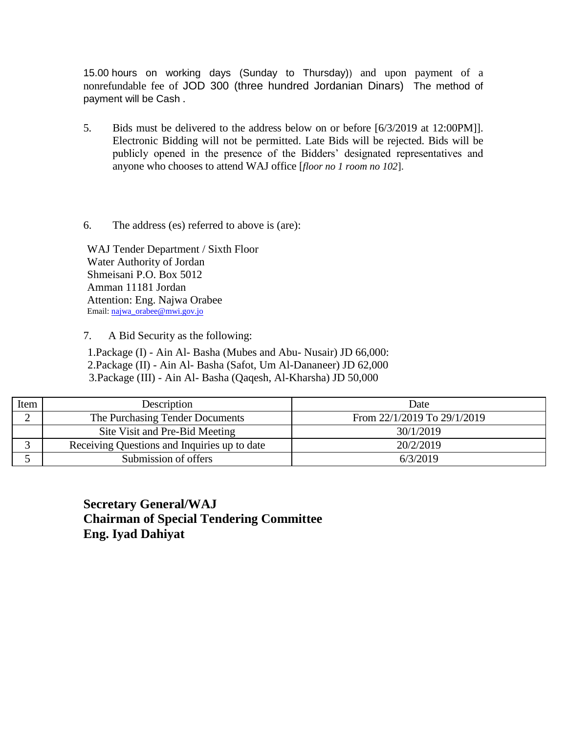15.00 hours on working days (Sunday to Thursday)) and upon payment of a nonrefundable fee of JOD 300 (three hundred Jordanian Dinars) The method of payment will be Cash .

5. Bids must be delivered to the address below on or before [6/3/2019 at 12:00PM]]. Electronic Bidding will not be permitted. Late Bids will be rejected. Bids will be publicly opened in the presence of the Bidders' designated representatives and anyone who chooses to attend WAJ office [*floor no 1 room no 102*].

6. The address (es) referred to above is (are):

WAJ Tender Department / Sixth Floor
Water Authority of Jordan
Shmeisani P.O. Box 5012
Amman 11181 Jordan
Attention: Eng. Najwa Orabee
Email: najwa_orabee@mwi.gov.jo

7. A Bid Security as the following:

1.Package (I) - Ain Al- Basha (Mubes and Abu- Nusair) JD 66,000:
2.Package (II) - Ain Al- Basha (Safot, Um Al-Dananeer) JD 62,000
3.Package (III) - Ain Al- Basha (Qaqesh, Al-Kharsha) JD 50,000

| Item | Description | Date |
|---|---|---|
| 2 | The Purchasing Tender Documents | From 22/1/2019 To 29/1/2019 |
| | Site Visit and Pre-Bid Meeting | 30/1/2019 |
| 3 | Receiving Questions and Inquiries up to date | 20/2/2019 |
| 5 | Submission of offers | 6/3/2019 |

**Secretary General/WAJ**
**Chairman of Special Tendering Committee**
**Eng. Iyad Dahiyat**